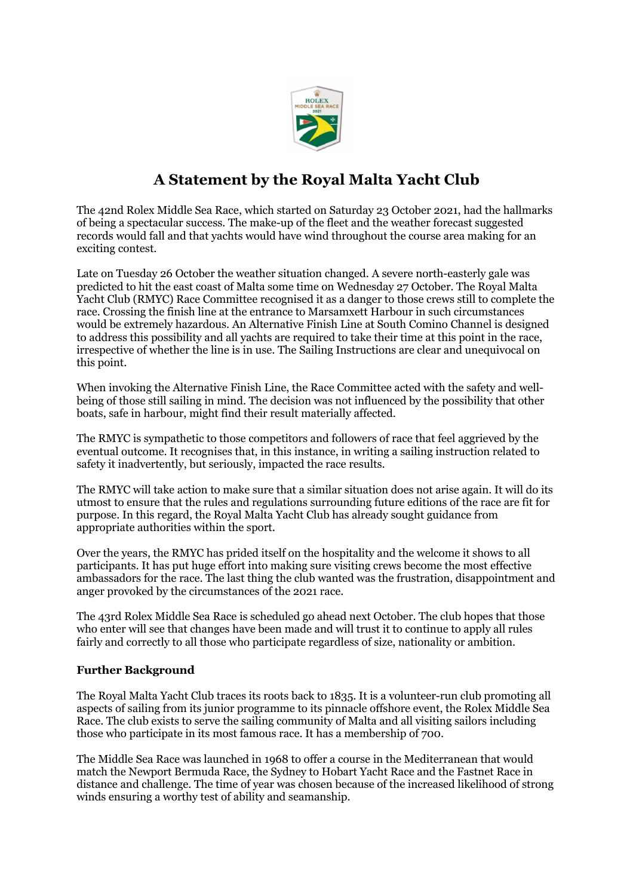# A Statement by the Royal Malta Yacht Club

The 42nd Rolex Middle Sea Race, which started on Saturday 23 October 2021, had the hallmarks of being a spectacular success. The make-up of the fleet and the weather forecast suggested records would fall and that yachts would have wind throughout the course area making for an exciting contest.

Late on Tuesday 26 October the weather situation changed. A severe north-easterly gale was predicted to hit the east coast of Malta some time on Wednesday 27 October. The Royal Malta Yacht Club (RMYC) Race Committee recognised it as a danger to those crews still to complete the race. Crossing the finish line at the entrance to Marsamxett Harbour in such circumstances would be extremely hazardous. An Alternative Finish Line at South Comino Channel is designed to address this possibility and all yachts are required to take their time at this point in the race, irrespective of whether the line is in use. The Sailing Instructions are clear and unequivocal on this point.

When invoking the Alternative Finish Line, the Race Committee acted with the safety and well-being of those still sailing in mind. The decision was not influenced by the possibility that other boats, safe in harbour, might find their result materially affected.

The RMYC is sympathetic to those competitors and followers of race that feel aggrieved by the eventual outcome. It recognises that, in this instance, in writing a sailing instruction related to safety it inadvertently, but seriously, impacted the race results.

The RMYC will take action to make sure that a similar situation does not arise again. It will do its utmost to ensure that the rules and regulations surrounding future editions of the race are fit for purpose. In this regard, the Royal Malta Yacht Club has already sought guidance from appropriate authorities within the sport.

Over the years, the RMYC has prided itself on the hospitality and the welcome it shows to all participants. It has put huge effort into making sure visiting crews become the most effective ambassadors for the race. The last thing the club wanted was the frustration, disappointment and anger provoked by the circumstances of the 2021 race.

The 43rd Rolex Middle Sea Race is scheduled go ahead next October. The club hopes that those who enter will see that changes have been made and will trust it to continue to apply all rules fairly and correctly to all those who participate regardless of size, nationality or ambition.

**Further Background**

The Royal Malta Yacht Club traces its roots back to 1835. It is a volunteer-run club promoting all aspects of sailing from its junior programme to its pinnacle offshore event, the Rolex Middle Sea Race. The club exists to serve the sailing community of Malta and all visiting sailors including those who participate in its most famous race. It has a membership of 700.

The Middle Sea Race was launched in 1968 to offer a course in the Mediterranean that would match the Newport Bermuda Race, the Sydney to Hobart Yacht Race and the Fastnet Race in distance and challenge. The time of year was chosen because of the increased likelihood of strong winds ensuring a worthy test of ability and seamanship.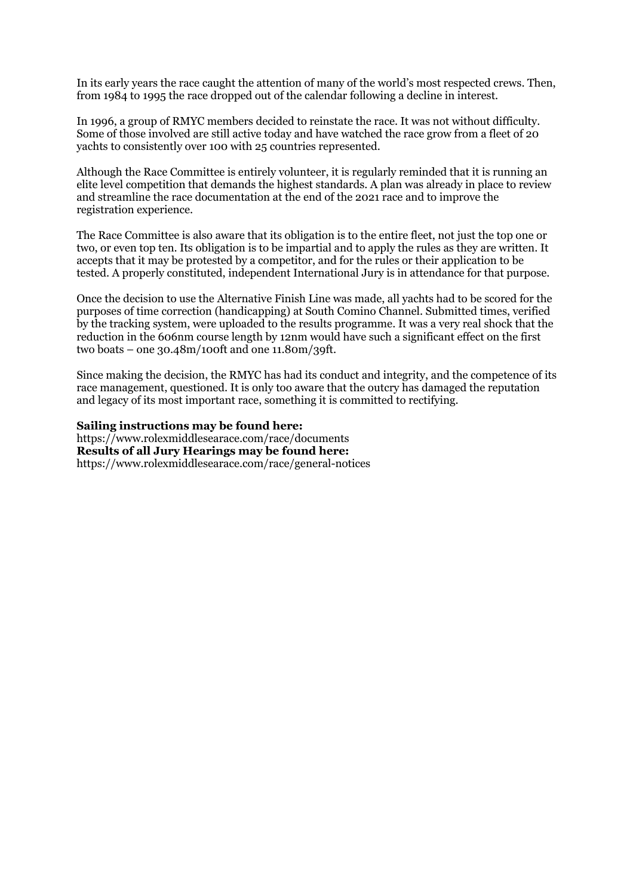In its early years the race caught the attention of many of the world's most respected crews. Then, from 1984 to 1995 the race dropped out of the calendar following a decline in interest.

In 1996, a group of RMYC members decided to reinstate the race. It was not without difficulty. Some of those involved are still active today and have watched the race grow from a fleet of 20 yachts to consistently over 100 with 25 countries represented.

Although the Race Committee is entirely volunteer, it is regularly reminded that it is running an elite level competition that demands the highest standards. A plan was already in place to review and streamline the race documentation at the end of the 2021 race and to improve the registration experience.

The Race Committee is also aware that its obligation is to the entire fleet, not just the top one or two, or even top ten. Its obligation is to be impartial and to apply the rules as they are written. It accepts that it may be protested by a competitor, and for the rules or their application to be tested. A properly constituted, independent International Jury is in attendance for that purpose.

Once the decision to use the Alternative Finish Line was made, all yachts had to be scored for the purposes of time correction (handicapping) at South Comino Channel. Submitted times, verified by the tracking system, were uploaded to the results programme. It was a very real shock that the reduction in the 606nm course length by 12nm would have such a significant effect on the first two boats – one 30.48m/100ft and one 11.80m/39ft.

Since making the decision, the RMYC has had its conduct and integrity, and the competence of its race management, questioned. It is only too aware that the outcry has damaged the reputation and legacy of its most important race, something it is committed to rectifying.

**Sailing instructions may be found here:**
https://www.rolexmiddlesearace.com/race/documents
**Results of all Jury Hearings may be found here:**
https://www.rolexmiddlesearace.com/race/general-notices